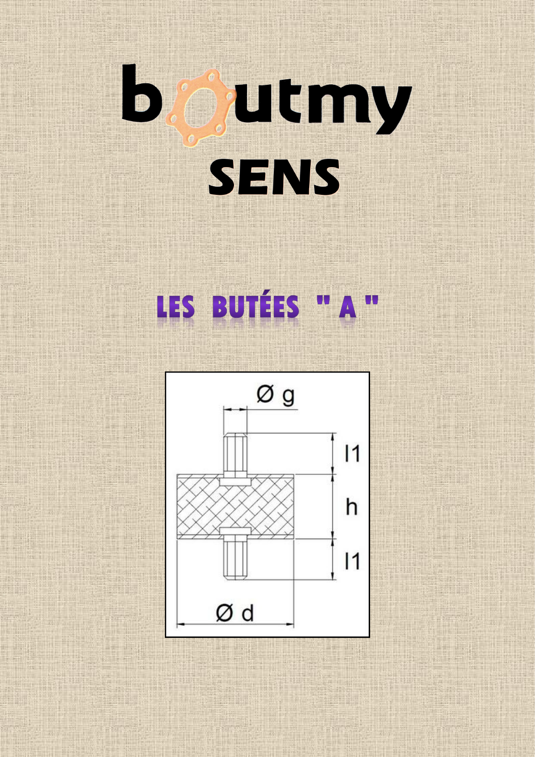# boutmy SENS

## LES BUTÉES " A "

Ø g

l1

h

l1

Ø d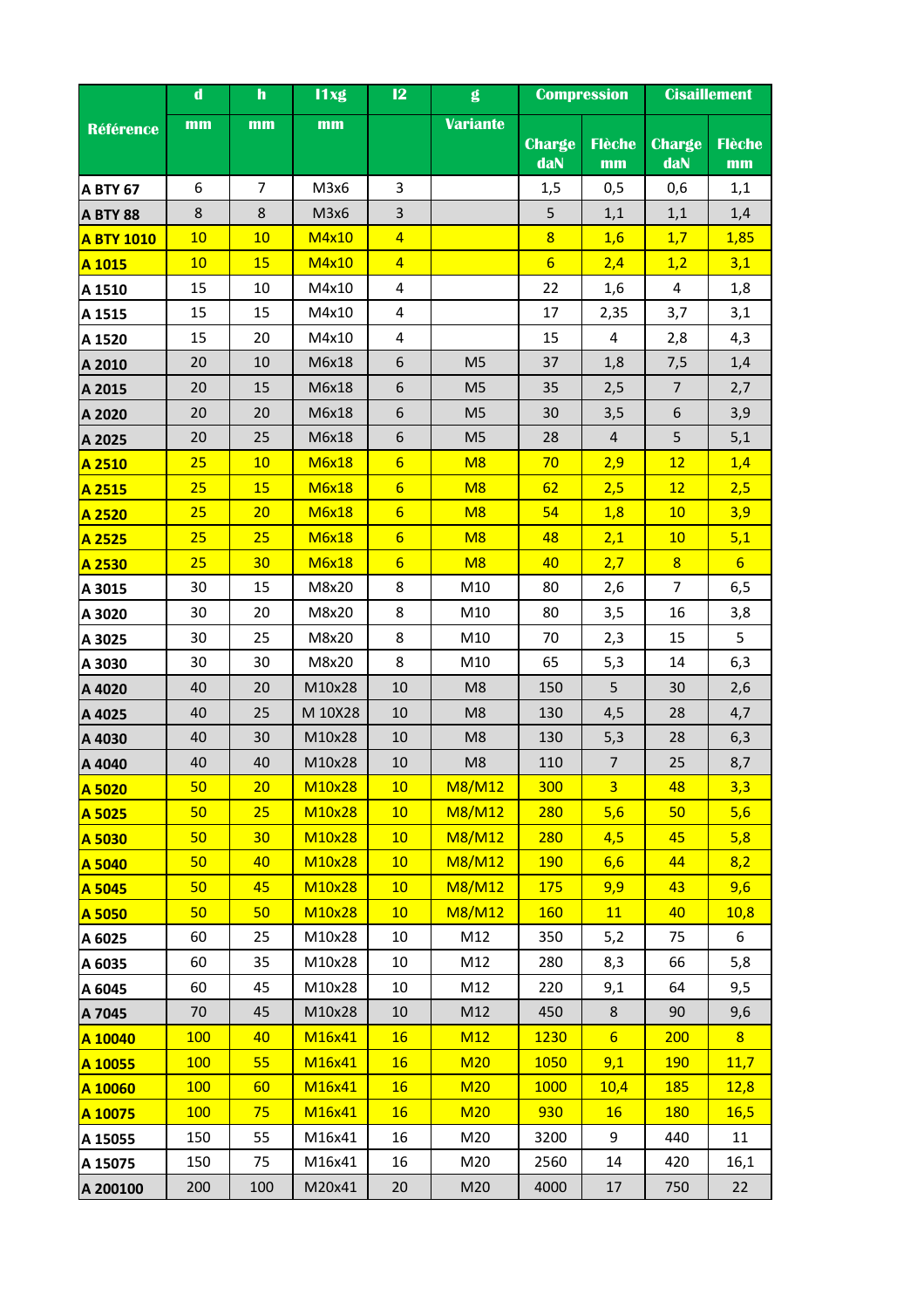| Référence | d | h | l1xg | l2 | g | Compression | | Cisaillement | |
|---|---|---|---|---|---|---|---|---|---|
| | mm | mm | mm | | Variante | Charge daN | Flèche mm | Charge daN | Flèche mm |
| A BTY 67 | 6 | 7 | M3x6 | 3 | | 1,5 | 0,5 | 0,6 | 1,1 |
| A BTY 88 | 8 | 8 | M3x6 | 3 | | 5 | 1,1 | 1,1 | 1,4 |
| A BTY 1010 | 10 | 10 | M4x10 | 4 | | 8 | 1,6 | 1,7 | 1,85 |
| A 1015 | 10 | 15 | M4x10 | 4 | | 6 | 2,4 | 1,2 | 3,1 |
| A 1510 | 15 | 10 | M4x10 | 4 | | 22 | 1,6 | 4 | 1,8 |
| A 1515 | 15 | 15 | M4x10 | 4 | | 17 | 2,35 | 3,7 | 3,1 |
| A 1520 | 15 | 20 | M4x10 | 4 | | 15 | 4 | 2,8 | 4,3 |
| A 2010 | 20 | 10 | M6x18 | 6 | M5 | 37 | 1,8 | 7,5 | 1,4 |
| A 2015 | 20 | 15 | M6x18 | 6 | M5 | 35 | 2,5 | 7 | 2,7 |
| A 2020 | 20 | 20 | M6x18 | 6 | M5 | 30 | 3,5 | 6 | 3,9 |
| A 2025 | 20 | 25 | M6x18 | 6 | M5 | 28 | 4 | 5 | 5,1 |
| A 2510 | 25 | 10 | M6x18 | 6 | M8 | 70 | 2,9 | 12 | 1,4 |
| A 2515 | 25 | 15 | M6x18 | 6 | M8 | 62 | 2,5 | 12 | 2,5 |
| A 2520 | 25 | 20 | M6x18 | 6 | M8 | 54 | 1,8 | 10 | 3,9 |
| A 2525 | 25 | 25 | M6x18 | 6 | M8 | 48 | 2,1 | 10 | 5,1 |
| A 2530 | 25 | 30 | M6x18 | 6 | M8 | 40 | 2,7 | 8 | 6 |
| A 3015 | 30 | 15 | M8x20 | 8 | M10 | 80 | 2,6 | 7 | 6,5 |
| A 3020 | 30 | 20 | M8x20 | 8 | M10 | 80 | 3,5 | 16 | 3,8 |
| A 3025 | 30 | 25 | M8x20 | 8 | M10 | 70 | 2,3 | 15 | 5 |
| A 3030 | 30 | 30 | M8x20 | 8 | M10 | 65 | 5,3 | 14 | 6,3 |
| A 4020 | 40 | 20 | M10x28 | 10 | M8 | 150 | 5 | 30 | 2,6 |
| A 4025 | 40 | 25 | M 10X28 | 10 | M8 | 130 | 4,5 | 28 | 4,7 |
| A 4030 | 40 | 30 | M10x28 | 10 | M8 | 130 | 5,3 | 28 | 6,3 |
| A 4040 | 40 | 40 | M10x28 | 10 | M8 | 110 | 7 | 25 | 8,7 |
| A 5020 | 50 | 20 | M10x28 | 10 | M8/M12 | 300 | 3 | 48 | 3,3 |
| A 5025 | 50 | 25 | M10x28 | 10 | M8/M12 | 280 | 5,6 | 50 | 5,6 |
| A 5030 | 50 | 30 | M10x28 | 10 | M8/M12 | 280 | 4,5 | 45 | 5,8 |
| A 5040 | 50 | 40 | M10x28 | 10 | M8/M12 | 190 | 6,6 | 44 | 8,2 |
| A 5045 | 50 | 45 | M10x28 | 10 | M8/M12 | 175 | 9,9 | 43 | 9,6 |
| A 5050 | 50 | 50 | M10x28 | 10 | M8/M12 | 160 | 11 | 40 | 10,8 |
| A 6025 | 60 | 25 | M10x28 | 10 | M12 | 350 | 5,2 | 75 | 6 |
| A 6035 | 60 | 35 | M10x28 | 10 | M12 | 280 | 8,3 | 66 | 5,8 |
| A 6045 | 60 | 45 | M10x28 | 10 | M12 | 220 | 9,1 | 64 | 9,5 |
| A 7045 | 70 | 45 | M10x28 | 10 | M12 | 450 | 8 | 90 | 9,6 |
| A 10040 | 100 | 40 | M16x41 | 16 | M12 | 1230 | 6 | 200 | 8 |
| A 10055 | 100 | 55 | M16x41 | 16 | M20 | 1050 | 9,1 | 190 | 11,7 |
| A 10060 | 100 | 60 | M16x41 | 16 | M20 | 1000 | 10,4 | 185 | 12,8 |
| A 10075 | 100 | 75 | M16x41 | 16 | M20 | 930 | 16 | 180 | 16,5 |
| A 15055 | 150 | 55 | M16x41 | 16 | M20 | 3200 | 9 | 440 | 11 |
| A 15075 | 150 | 75 | M16x41 | 16 | M20 | 2560 | 14 | 420 | 16,1 |
| A 200100 | 200 | 100 | M20x41 | 20 | M20 | 4000 | 17 | 750 | 22 |